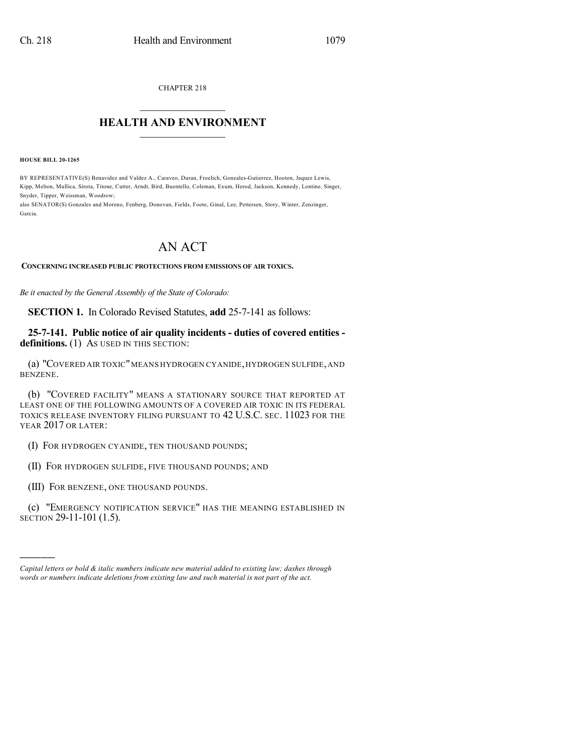CHAPTER 218

## HEALTH AND ENVIRONMENT

**HOUSE BILL 20-1265**

BY REPRESENTATIVE(S) Benavidez and Valdez A., Caraveo, Duran, Froelich, Gonzales-Gutierrez, Hooton, Jaquez Lewis, Kipp, Melton, Mullica, Sirota, Titone, Cutter, Arndt, Bird, Buentello, Coleman, Exum, Herod, Jackson, Kennedy, Lontine, Singer, Snyder, Tipper, Weissman, Woodrow;
also SENATOR(S) Gonzales and Moreno, Fenberg, Donovan, Fields, Foote, Ginal, Lee, Pettersen, Story, Winter, Zenzinger, Garcia.

# AN ACT

**CONCERNING INCREASED PUBLIC PROTECTIONS FROM EMISSIONS OF AIR TOXICS.**

*Be it enacted by the General Assembly of the State of Colorado:*

**SECTION 1.** In Colorado Revised Statutes, **add** 25-7-141 as follows:

**25-7-141. Public notice of air quality incidents - duties of covered entities - definitions.** (1) AS USED IN THIS SECTION:

(a) "COVERED AIR TOXIC" MEANS HYDROGEN CYANIDE, HYDROGEN SULFIDE, AND BENZENE.

(b) "COVERED FACILITY" MEANS A STATIONARY SOURCE THAT REPORTED AT LEAST ONE OF THE FOLLOWING AMOUNTS OF A COVERED AIR TOXIC IN ITS FEDERAL TOXICS RELEASE INVENTORY FILING PURSUANT TO 42 U.S.C. SEC. 11023 FOR THE YEAR 2017 OR LATER:

(I) FOR HYDROGEN CYANIDE, TEN THOUSAND POUNDS;

(II) FOR HYDROGEN SULFIDE, FIVE THOUSAND POUNDS; AND

(III) FOR BENZENE, ONE THOUSAND POUNDS.

(c) "EMERGENCY NOTIFICATION SERVICE" HAS THE MEANING ESTABLISHED IN SECTION 29-11-101 (1.5).

---

*Capital letters or bold & italic numbers indicate new material added to existing law; dashes through words or numbers indicate deletions from existing law and such material is not part of the act.*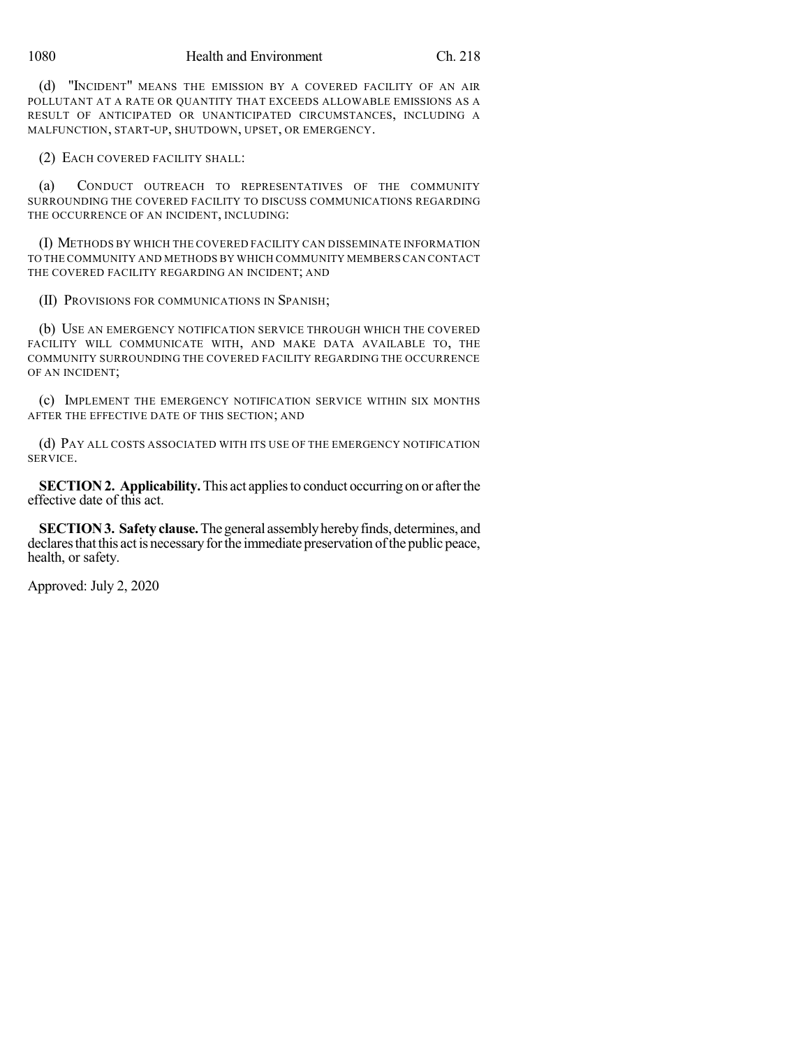(d) "INCIDENT" MEANS THE EMISSION BY A COVERED FACILITY OF AN AIR POLLUTANT AT A RATE OR QUANTITY THAT EXCEEDS ALLOWABLE EMISSIONS AS A RESULT OF ANTICIPATED OR UNANTICIPATED CIRCUMSTANCES, INCLUDING A MALFUNCTION, START-UP, SHUTDOWN, UPSET, OR EMERGENCY.

(2) EACH COVERED FACILITY SHALL:

(a) CONDUCT OUTREACH TO REPRESENTATIVES OF THE COMMUNITY SURROUNDING THE COVERED FACILITY TO DISCUSS COMMUNICATIONS REGARDING THE OCCURRENCE OF AN INCIDENT, INCLUDING:

(I) METHODS BY WHICH THE COVERED FACILITY CAN DISSEMINATE INFORMATION TO THE COMMUNITY AND METHODS BY WHICH COMMUNITY MEMBERS CAN CONTACT THE COVERED FACILITY REGARDING AN INCIDENT; AND

(II) PROVISIONS FOR COMMUNICATIONS IN SPANISH;

(b) USE AN EMERGENCY NOTIFICATION SERVICE THROUGH WHICH THE COVERED FACILITY WILL COMMUNICATE WITH, AND MAKE DATA AVAILABLE TO, THE COMMUNITY SURROUNDING THE COVERED FACILITY REGARDING THE OCCURRENCE OF AN INCIDENT;

(c) IMPLEMENT THE EMERGENCY NOTIFICATION SERVICE WITHIN SIX MONTHS AFTER THE EFFECTIVE DATE OF THIS SECTION; AND

(d) PAY ALL COSTS ASSOCIATED WITH ITS USE OF THE EMERGENCY NOTIFICATION SERVICE.

**SECTION 2. Applicability.** This act applies to conduct occurring on or after the effective date of this act.

**SECTION 3. Safety clause.** The general assembly hereby finds, determines, and declares that this act is necessary for the immediate preservation of the public peace, health, or safety.

Approved: July 2, 2020